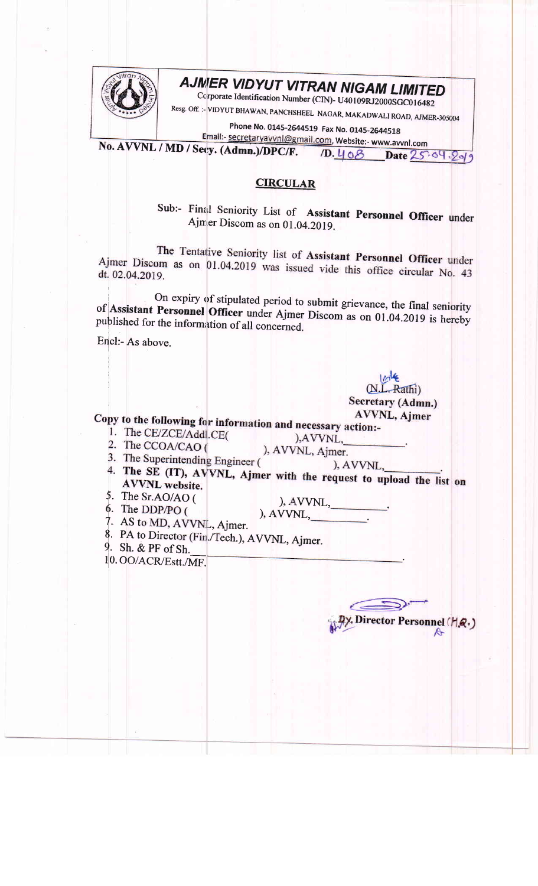# AJMER VIDYUT VITRAN NIGAM LIMITED

Corporate Identification Number (CIN)- U40109RJ2000SGC016482

Resg. Off. :- VIDYUT BHAWAN, PANCHSHEEL NAGAR, MAKADWALI ROAD, AJMER-305004

Phone No. 0145-2644519 Fax No. 0145-2644518

Email:- secretaryavvnl@gmail.com, Website:- www.avvnl.com

**No. AVVNL / MD / Secy. (Admn.)/DPC/F. /D. 408 Date 25.04.2019**

## CIRCULAR

Sub:- Final Seniority List of **Assistant Personnel Officer** under Ajmer Discom as on 01.04.2019.

The Tentative Seniority list of **Assistant Personnel Officer** under Ajmer Discom as on 01.04.2019 was issued vide this office circular No. 43 dt. 02.04.2019.

On expiry of stipulated period to submit grievance, the final seniority of **Assistant Personnel Officer** under Ajmer Discom as on 01.04.2019 is hereby published for the information of all concerned.

Encl:- As above.

(N.L. Rathi)
**Secretary (Admn.)**
**AVVNL, Ajmer**

**Copy to the following for information and necessary action:-**

1. The CE/ZCE/Addl.CE( ),AVVNL,\_\_\_\_\_\_\_\_\_\_.
2. The CCOA/CAO ( ), AVVNL, Ajmer.
3. The Superintending Engineer ( ), AVVNL,\_\_\_\_\_\_\_\_\_\_.
4. **The SE (IT), AVVNL, Ajmer with the request to upload the list on AVVNL website.**
5. The Sr.AO/AO ( ), AVVNL,\_\_\_\_\_\_\_\_\_\_.
6. The DDP/PO ( ), AVVNL,\_\_\_\_\_\_\_\_\_\_.
7. AS to MD, AVVNL, Ajmer.
8. PA to Director (Fin./Tech.), AVVNL, Ajmer.
9. Sh. & PF of Sh.\_\_\_\_\_\_\_\_\_\_\_\_\_\_\_\_\_\_\_\_.
10. OO/ACR/Estt./MF.

**Dy. Director Personnel (H.Q.)**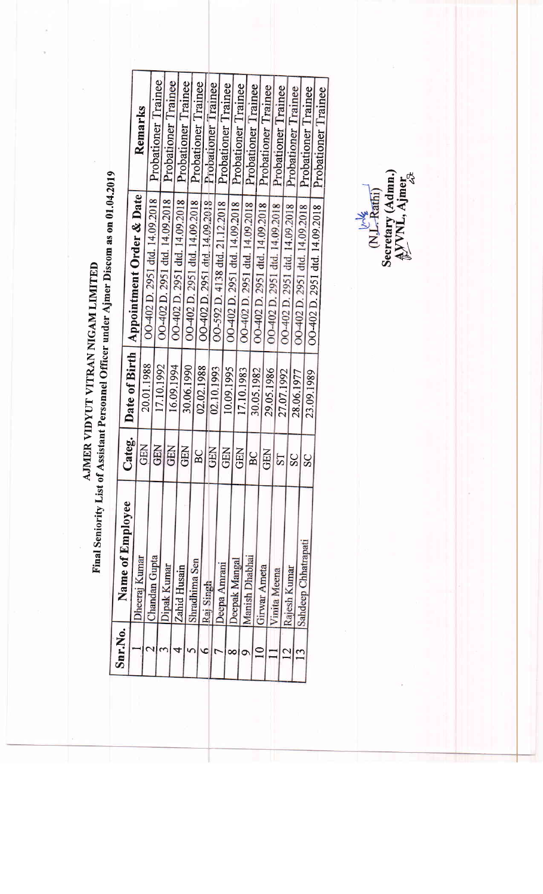# AJMER VIDYUT VITRAN NIGAM LIMITED

## Final Seniority List of Assistant Personnel Officer under Ajmer Discom as on 01.04.2019

| Snr.No. | Name of Employee | Categ. | Date of Birth | Appointment Order & Date | Remarks |
|---|---|---|---|---|---|
| 1 | Dheeraj Kumar | GEN | 20.01.1988 | OO-402 D. 2951 dtd. 14.09.2018 | Probationer Trainee |
| 2 | Chandan Gupta | GEN | 17.10.1992 | OO-402 D. 2951 dtd. 14.09.2018 | Probationer Trainee |
| 3 | Dipak Kumar | GEN | 16.09.1994 | OO-402 D. 2951 dtd. 14.09.2018 | Probationer Trainee |
| 4 | Zahid Husain | GEN | 30.06.1990 | OO-402 D. 2951 dtd. 14.09.2018 | Probationer Trainee |
| 5 | Shradhima Sen | BC | 02.02.1988 | OO-402 D. 2951 dtd. 14.09.2018 | Probationer Trainee |
| 6 | Raj Singh | GEN | 02.10.1993 | OO-402 D. 2951 dtd. 14.09.2018 | Probationer Trainee |
| 7 | Deepa Amrani | GEN | 10.09.1995 | OO-592 D. 4138 dtd. 21.12.2018 | Probationer Trainee |
| 8 | Deepak Mangal | GEN | 17.10.1983 | OO-402 D. 2951 dtd. 14.09.2018 | Probationer Trainee |
| 9 | Manish Dhabhai | BC | 30.05.1982 | OO-402 D. 2951 dtd. 14.09.2018 | Probationer Trainee |
| 10 | Girwar Ameta | GEN | 29.05.1986 | OO-402 D. 2951 dtd. 14.09.2018 | Probationer Trainee |
| 11 | Vinita Meena | ST | 27.07.1992 | OO-402 D. 2951 dtd. 14.09.2018 | Probationer Trainee |
| 12 | Rajesh Kumar | SC | 28.06.1977 | OO-402 D. 2951 dtd. 14.09.2018 | Probationer Trainee |
| 13 | Sahdeep Chhatrapati | SC | 23.09.1989 | OO-402 D. 2951 dtd. 14.09.2018 | Probationer Trainee |

(N.L. Rathi)
**Secretary (Admn.)**
**AVVNL, Ajmer**